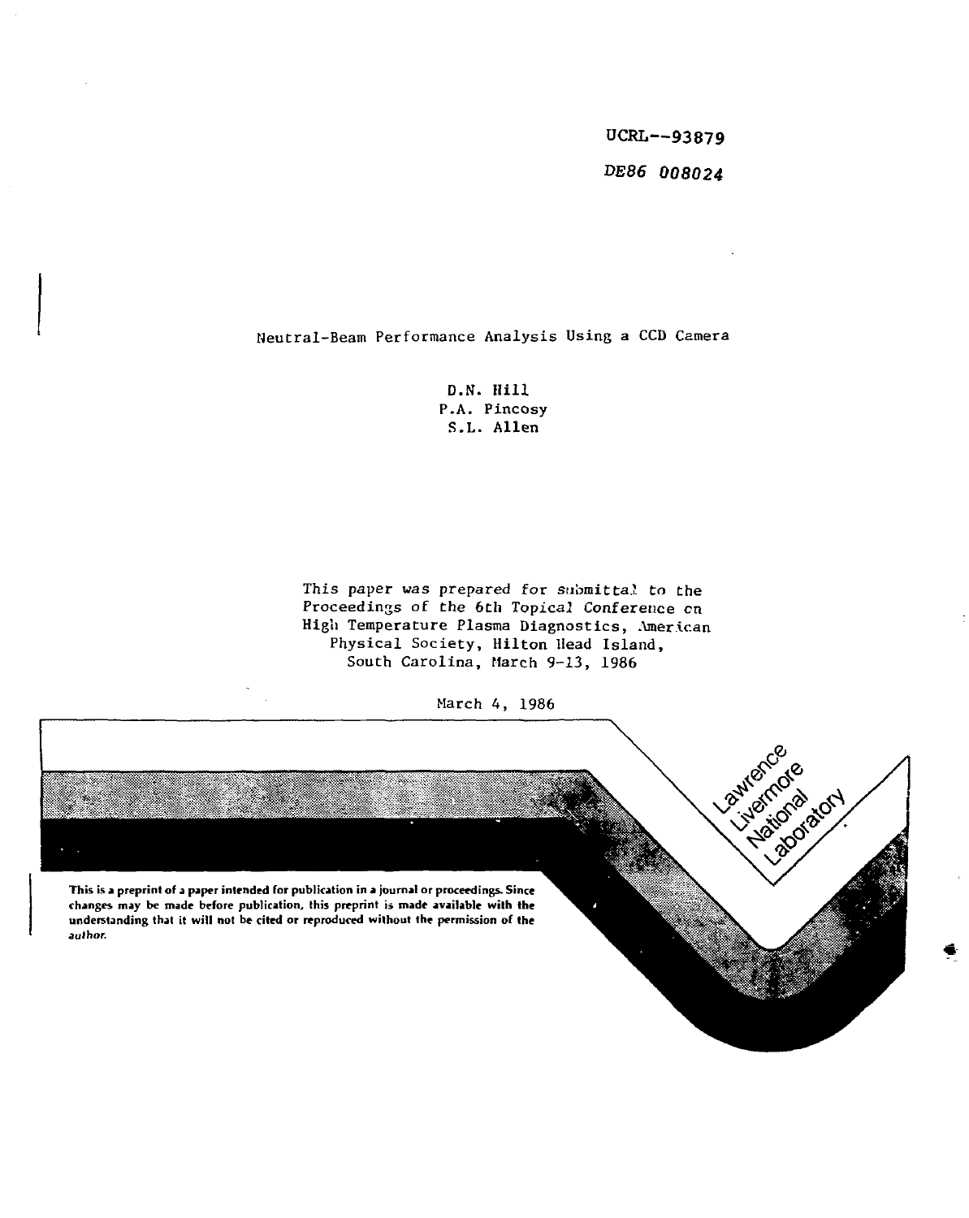UCRL--93879

*DE86 008024*

# Neutral-Beam Performance Analysis Using a CCD Camera

D.N. Hill
P.A. Pincosy
S.L. Allen

This paper was prepared for submittal to the Proceedings of the 6th Topical Conference on High Temperature Plasma Diagnostics, American Physical Society, Hilton Head Island, South Carolina, March 9-13, 1986

March 4, 1986

Lawrence Livermore National Laboratory

**This is a preprint of a paper intended for publication in a journal or proceedings. Since changes may be made before publication, this preprint is made available with the understanding that it will not be cited or reproduced without the permission of the author.**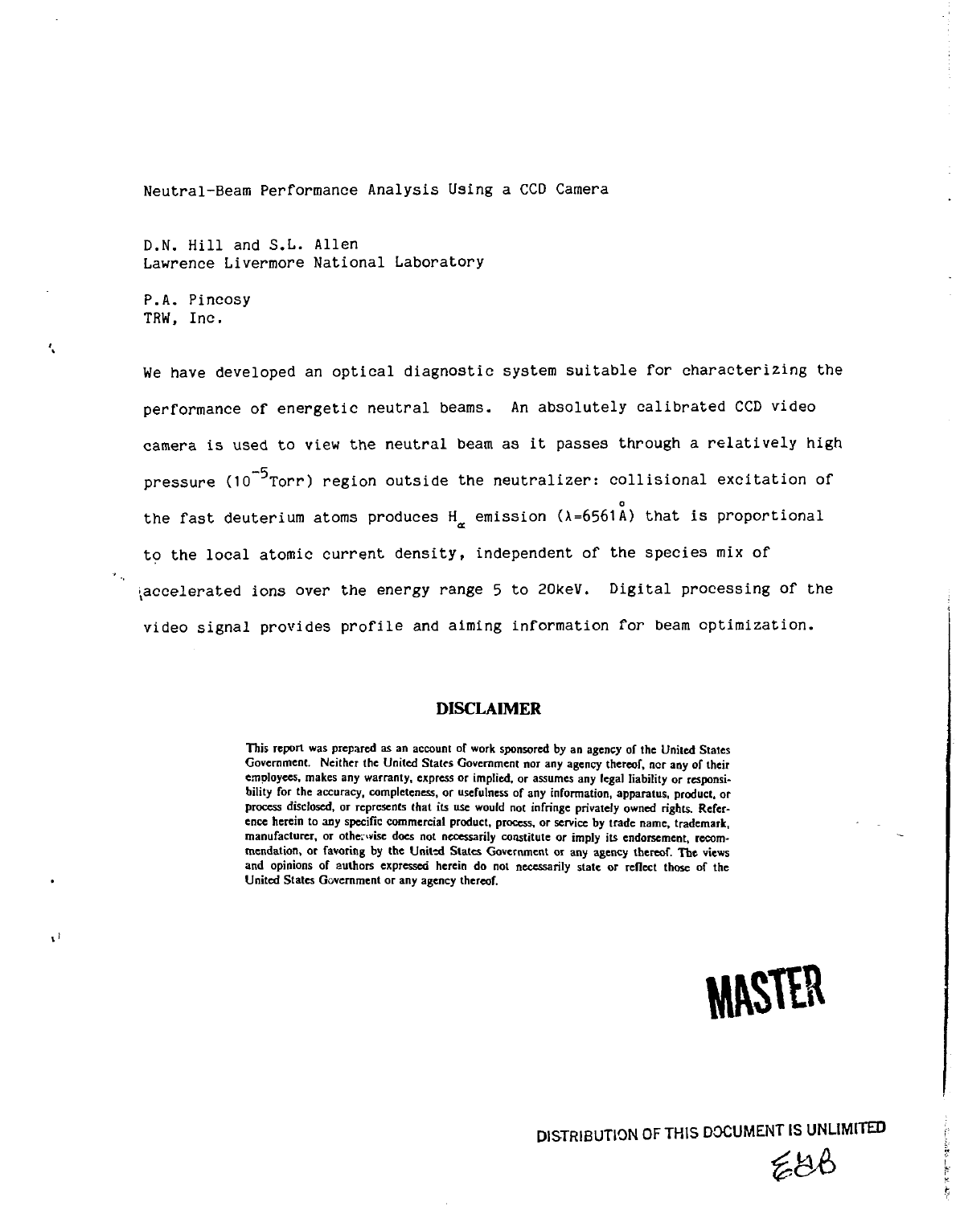Neutral-Beam Performance Analysis Using a CCD Camera

D.N. Hill and S.L. Allen
Lawrence Livermore National Laboratory

P.A. Pincosy
TRW, Inc.

We have developed an optical diagnostic system suitable for characterizing the performance of energetic neutral beams. An absolutely calibrated CCD video camera is used to view the neutral beam as it passes through a relatively high pressure ($10^{-5}$Torr) region outside the neutralizer: collisional excitation of the fast deuterium atoms produces $H_\alpha$ emission ($\lambda$=6561Å) that is proportional to the local atomic current density, independent of the species mix of accelerated ions over the energy range 5 to 20keV. Digital processing of the video signal provides profile and aiming information for beam optimization.

## DISCLAIMER

This report was prepared as an account of work sponsored by an agency of the United States Government. Neither the United States Government nor any agency thereof, nor any of their employees, makes any warranty, express or implied, or assumes any legal liability or responsibility for the accuracy, completeness, or usefulness of any information, apparatus, product, or process disclosed, or represents that its use would not infringe privately owned rights. Reference herein to any specific commercial product, process, or service by trade name, trademark, manufacturer, or otherwise does not necessarily constitute or imply its endorsement, recommendation, or favoring by the United States Government or any agency thereof. The views and opinions of authors expressed herein do not necessarily state or reflect those of the United States Government or any agency thereof.

MASTER

DISTRIBUTION OF THIS DOCUMENT IS UNLIMITED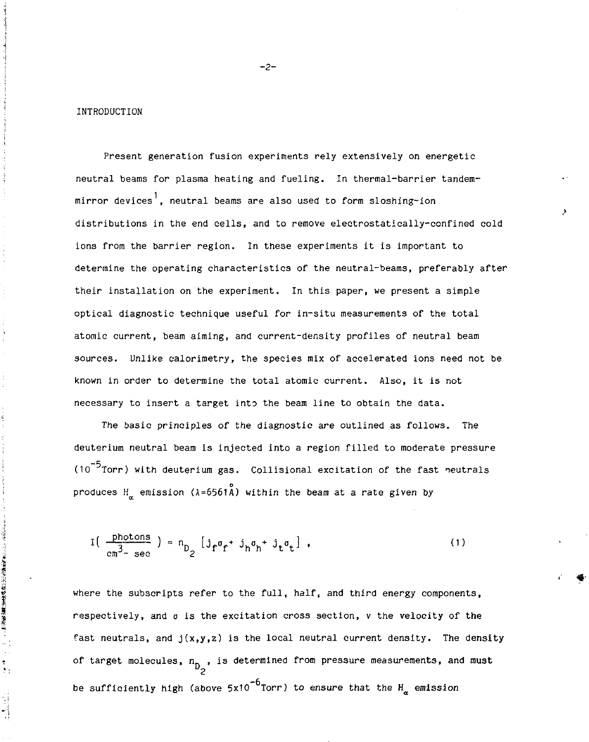## INTRODUCTION

Present generation fusion experiments rely extensively on energetic neutral beams for plasma heating and fueling. In thermal-barrier tandem-mirror devices[1], neutral beams are also used to form sloshing-ion distributions in the end cells, and to remove electrostatically-confined cold ions from the barrier region. In these experiments it is important to determine the operating characteristics of the neutral-beams, preferably after their installation on the experiment. In this paper, we present a simple optical diagnostic technique useful for in-situ measurements of the total atomic current, beam aiming, and current-density profiles of neutral beam sources. Unlike calorimetry, the species mix of accelerated ions need not be known in order to determine the total atomic current. Also, it is not necessary to insert a target into the beam line to obtain the data.

The basic principles of the diagnostic are outlined as follows. The deuterium neutral beam is injected into a region filled to moderate pressure ($10^{-5}$Torr) with deuterium gas. Collisional excitation of the fast neutrals produces $H_\alpha$ emission ($\lambda$=6561Å) within the beam at a rate given by

$$I\left(\frac{\text{photons}}{\text{cm}^3\text{- sec}}\right) = n_{D_2}\left[j_f\sigma_f + j_h\sigma_h + j_t\sigma_t\right] , \tag{1}$$

where the subscripts refer to the full, half, and third energy components, respectively, and $\sigma$ is the excitation cross section, v the velocity of the fast neutrals, and $j(x,y,z)$ is the local neutral current density. The density of target molecules, $n_{D_2}$, is determined from pressure measurements, and must be sufficiently high (above $5\text{x}10^{-6}$Torr) to ensure that the $H_\alpha$ emission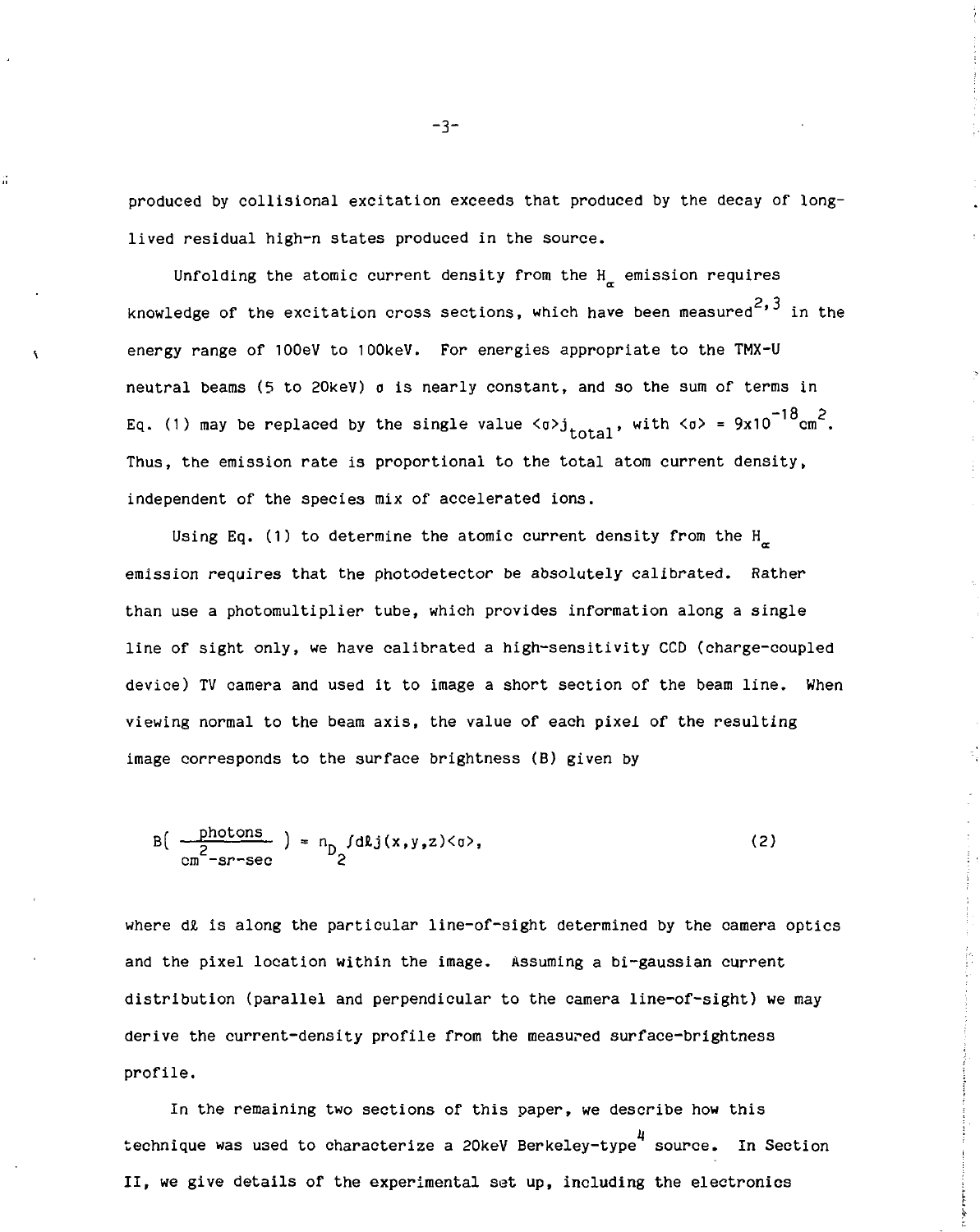produced by collisional excitation exceeds that produced by the decay of long-lived residual high-n states produced in the source.

Unfolding the atomic current density from the $H_\alpha$ emission requires knowledge of the excitation cross sections, which have been measured[2,3] in the energy range of 100eV to 100keV. For energies appropriate to the TMX-U neutral beams (5 to 20keV) $\sigma$ is nearly constant, and so the sum of terms in Eq. (1) may be replaced by the single value $\langle\sigma\rangle j_{total}$, with $\langle\sigma\rangle = 9\times10^{-18}\text{cm}^2$. Thus, the emission rate is proportional to the total atom current density, independent of the species mix of accelerated ions.

Using Eq. (1) to determine the atomic current density from the $H_\alpha$ emission requires that the photodetector be absolutely calibrated. Rather than use a photomultiplier tube, which provides information along a single line of sight only, we have calibrated a high-sensitivity CCD (charge-coupled device) TV camera and used it to image a short section of the beam line. When viewing normal to the beam axis, the value of each pixel of the resulting image corresponds to the surface brightness (B) given by

$$B\left(\frac{\text{photons}}{\text{cm}^2\text{-sr-sec}}\right) = n_{D_2}\int d\ell\, j(x,y,z)\langle\sigma\rangle, \tag{2}$$

where $d\ell$ is along the particular line-of-sight determined by the camera optics and the pixel location within the image. Assuming a bi-gaussian current distribution (parallel and perpendicular to the camera line-of-sight) we may derive the current-density profile from the measured surface-brightness profile.

In the remaining two sections of this paper, we describe how this technique was used to characterize a 20keV Berkeley-type[4] source. In Section II, we give details of the experimental set up, including the electronics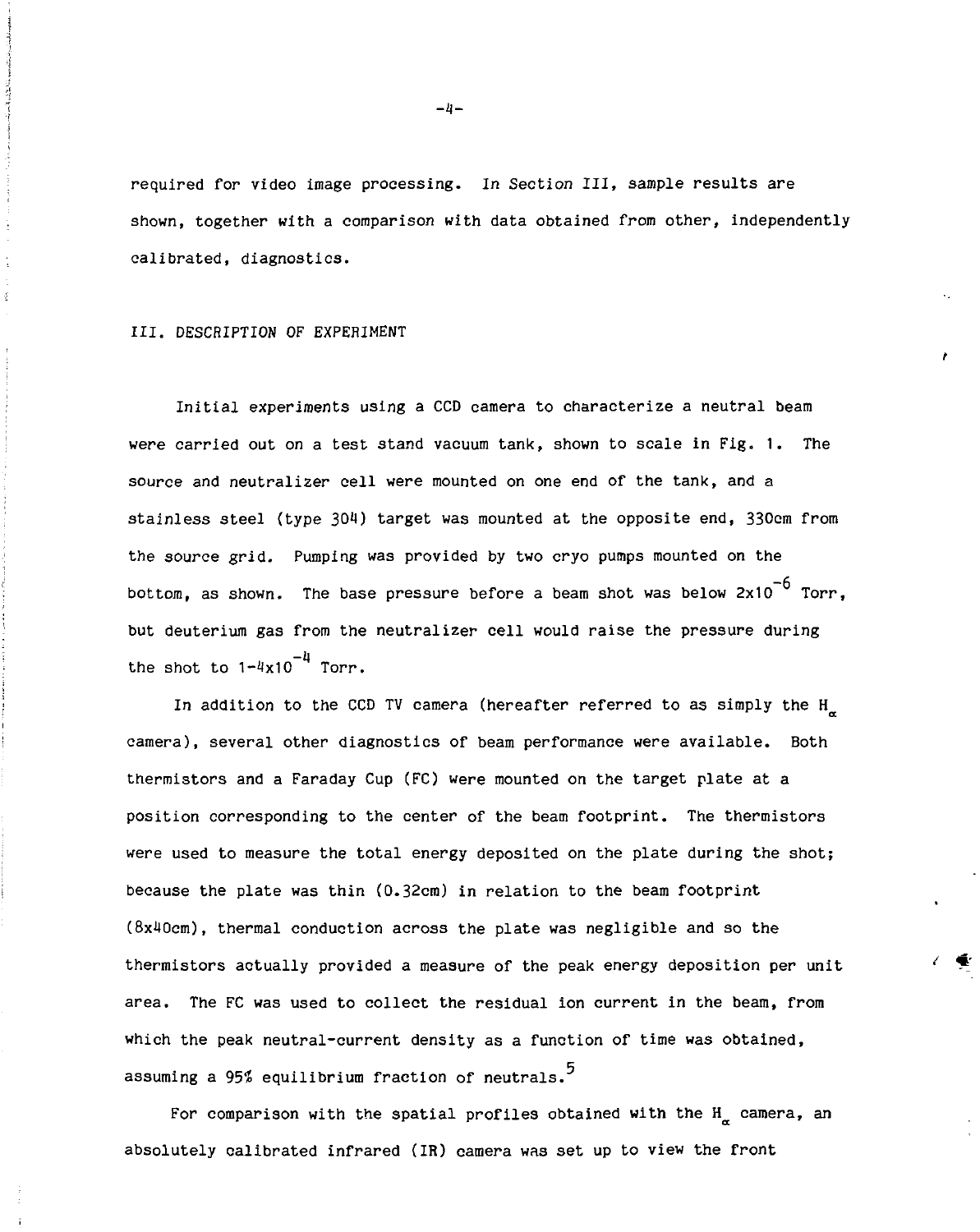required for video image processing. In Section III, sample results are shown, together with a comparison with data obtained from other, independently calibrated, diagnostics.

## III. DESCRIPTION OF EXPERIMENT

Initial experiments using a CCD camera to characterize a neutral beam were carried out on a test stand vacuum tank, shown to scale in Fig. 1. The source and neutralizer cell were mounted on one end of the tank, and a stainless steel (type 304) target was mounted at the opposite end, 330cm from the source grid. Pumping was provided by two cryo pumps mounted on the bottom, as shown. The base pressure before a beam shot was below $2\times10^{-6}$ Torr, but deuterium gas from the neutralizer cell would raise the pressure during the shot to $1\text{-}4\times10^{-4}$ Torr.

In addition to the CCD TV camera (hereafter referred to as simply the $H_\alpha$ camera), several other diagnostics of beam performance were available. Both thermistors and a Faraday Cup (FC) were mounted on the target plate at a position corresponding to the center of the beam footprint. The thermistors were used to measure the total energy deposited on the plate during the shot; because the plate was thin (0.32cm) in relation to the beam footprint (8x40cm), thermal conduction across the plate was negligible and so the thermistors actually provided a measure of the peak energy deposition per unit area. The FC was used to collect the residual ion current in the beam, from which the peak neutral-current density as a function of time was obtained, assuming a 95% equilibrium fraction of neutrals.[5]

For comparison with the spatial profiles obtained with the $H_\alpha$ camera, an absolutely calibrated infrared (IR) camera was set up to view the front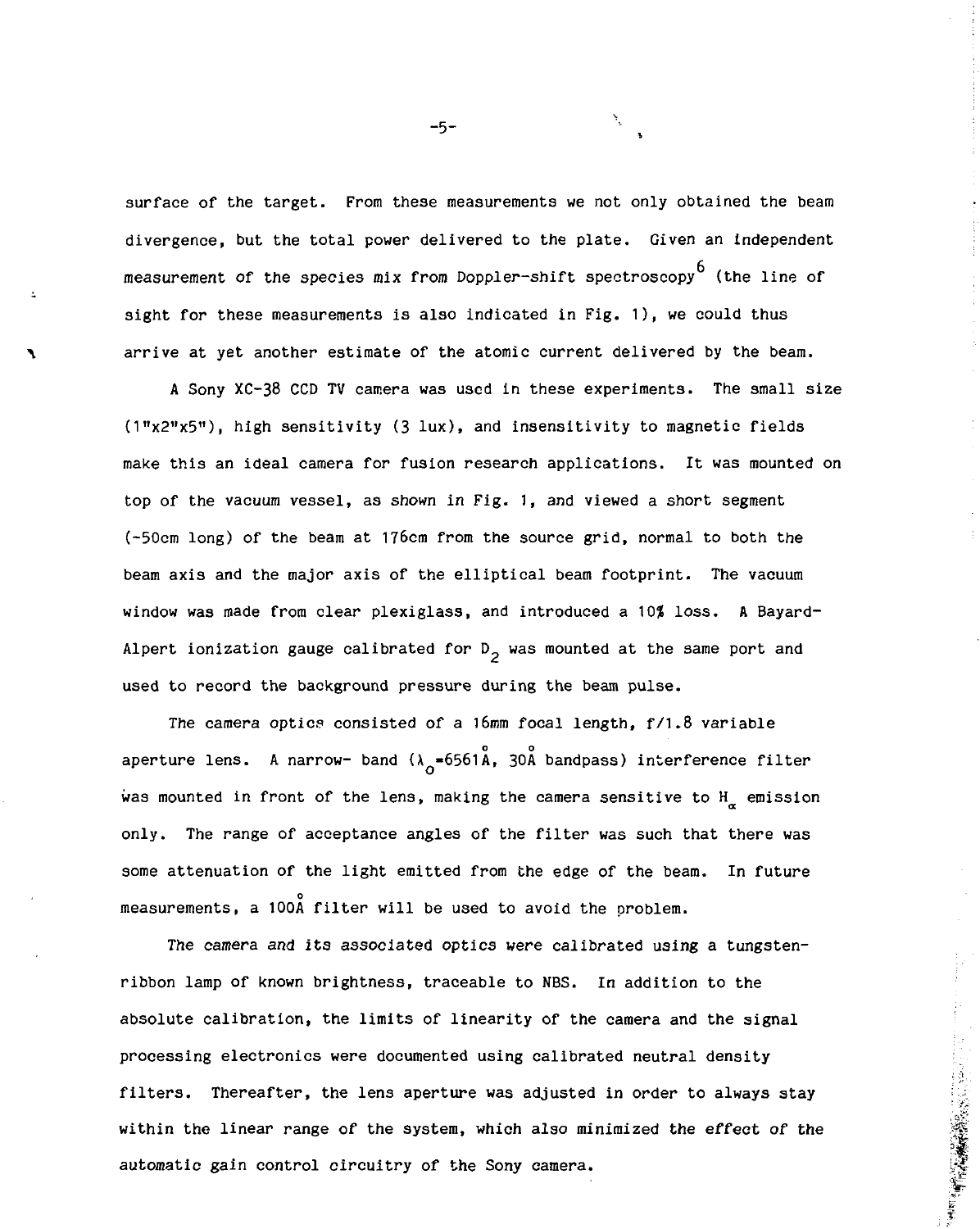surface of the target. From these measurements we not only obtained the beam divergence, but the total power delivered to the plate. Given an independent measurement of the species mix from Doppler-shift spectroscopy[6] (the line of sight for these measurements is also indicated in Fig. 1), we could thus arrive at yet another estimate of the atomic current delivered by the beam.

A Sony XC-38 CCD TV camera was used in these experiments. The small size (1"x2"x5"), high sensitivity (3 lux), and insensitivity to magnetic fields make this an ideal camera for fusion research applications. It was mounted on top of the vacuum vessel, as shown in Fig. 1, and viewed a short segment (~50cm long) of the beam at 176cm from the source grid, normal to both the beam axis and the major axis of the elliptical beam footprint. The vacuum window was made from clear plexiglass, and introduced a 10% loss. A Bayard-Alpert ionization gauge calibrated for $D_2$ was mounted at the same port and used to record the background pressure during the beam pulse.

The camera optics consisted of a 16mm focal length, f/1.8 variable aperture lens. A narrow- band ($\lambda_o$=6561Å, 30Å bandpass) interference filter was mounted in front of the lens, making the camera sensitive to $H_\alpha$ emission only. The range of acceptance angles of the filter was such that there was some attenuation of the light emitted from the edge of the beam. In future measurements, a 100Å filter will be used to avoid the problem.

The camera and its associated optics were calibrated using a tungsten-ribbon lamp of known brightness, traceable to NBS. In addition to the absolute calibration, the limits of linearity of the camera and the signal processing electronics were documented using calibrated neutral density filters. Thereafter, the lens aperture was adjusted in order to always stay within the linear range of the system, which also minimized the effect of the automatic gain control circuitry of the Sony camera.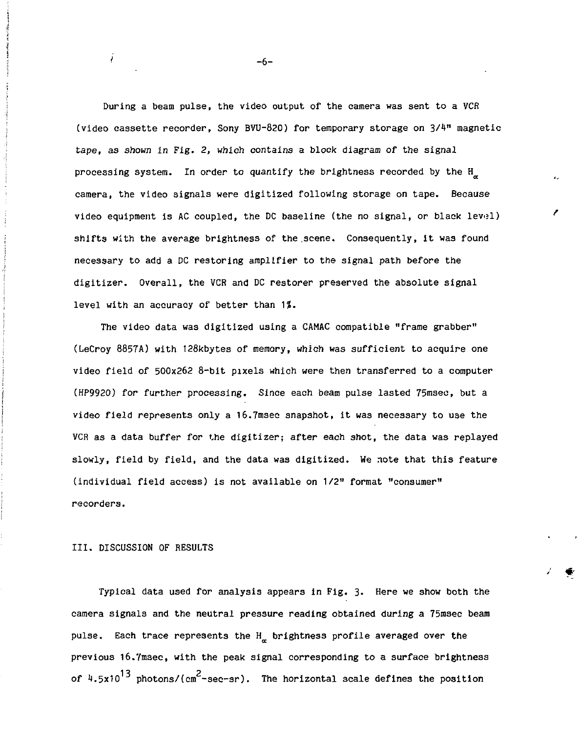During a beam pulse, the video output of the camera was sent to a VCR (video cassette recorder, Sony BVU-820) for temporary storage on 3/4" magnetic tape, as shown in Fig. 2, which contains a block diagram of the signal processing system. In order to quantify the brightness recorded by the $H_\alpha$ camera, the video signals were digitized following storage on tape. Because video equipment is AC coupled, the DC baseline (the no signal, or black level) shifts with the average brightness of the scene. Consequently, it was found necessary to add a DC restoring amplifier to the signal path before the digitizer. Overall, the VCR and DC restorer preserved the absolute signal level with an accuracy of better than 1%.

The video data was digitized using a CAMAC compatible "frame grabber" (LeCroy 8857A) with 128kbytes of memory, which was sufficient to acquire one video field of 500x262 8-bit pixels which were then transferred to a computer (HP9920) for further processing. Since each beam pulse lasted 75msec, but a video field represents only a 16.7msec snapshot, it was necessary to use the VCR as a data buffer for the digitizer; after each shot, the data was replayed slowly, field by field, and the data was digitized. We note that this feature (individual field access) is not available on 1/2" format "consumer" recorders.

## III. DISCUSSION OF RESULTS

Typical data used for analysis appears in Fig. 3. Here we show both the camera signals and the neutral pressure reading obtained during a 75msec beam pulse. Each trace represents the $H_\alpha$ brightness profile averaged over the previous 16.7msec, with the peak signal corresponding to a surface brightness of $4.5\times10^{13}$ photons/($cm^2$-sec-sr). The horizontal scale defines the position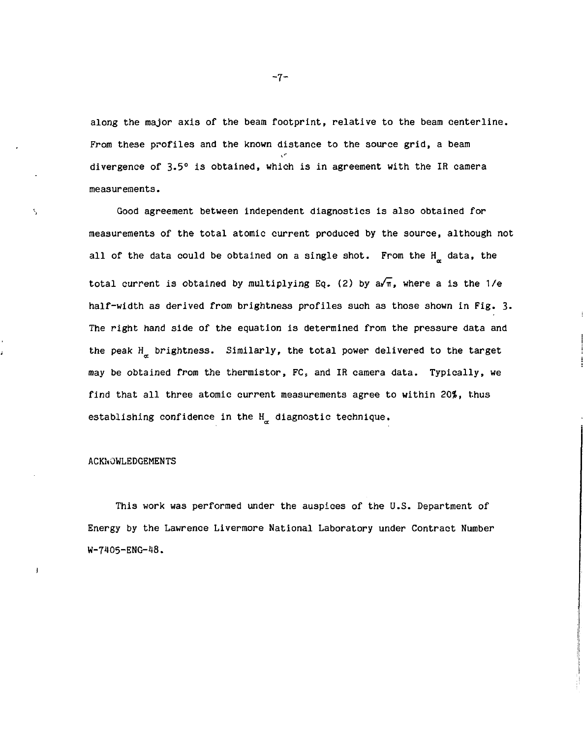along the major axis of the beam footprint, relative to the beam centerline. From these profiles and the known distance to the source grid, a beam divergence of 3.5° is obtained, which is in agreement with the IR camera measurements.

Good agreement between independent diagnostics is also obtained for measurements of the total atomic current produced by the source, although not all of the data could be obtained on a single shot. From the $H_\alpha$ data, the total current is obtained by multiplying Eq. (2) by $a\sqrt{\pi}$, where a is the 1/e half-width as derived from brightness profiles such as those shown in Fig. 3. The right hand side of the equation is determined from the pressure data and the peak $H_\alpha$ brightness. Similarly, the total power delivered to the target may be obtained from the thermistor, FC, and IR camera data. Typically, we find that all three atomic current measurements agree to within 20%, thus establishing confidence in the $H_\alpha$ diagnostic technique.

## ACKNOWLEDGEMENTS

This work was performed under the auspices of the U.S. Department of Energy by the Lawrence Livermore National Laboratory under Contract Number W-7405-ENG-48.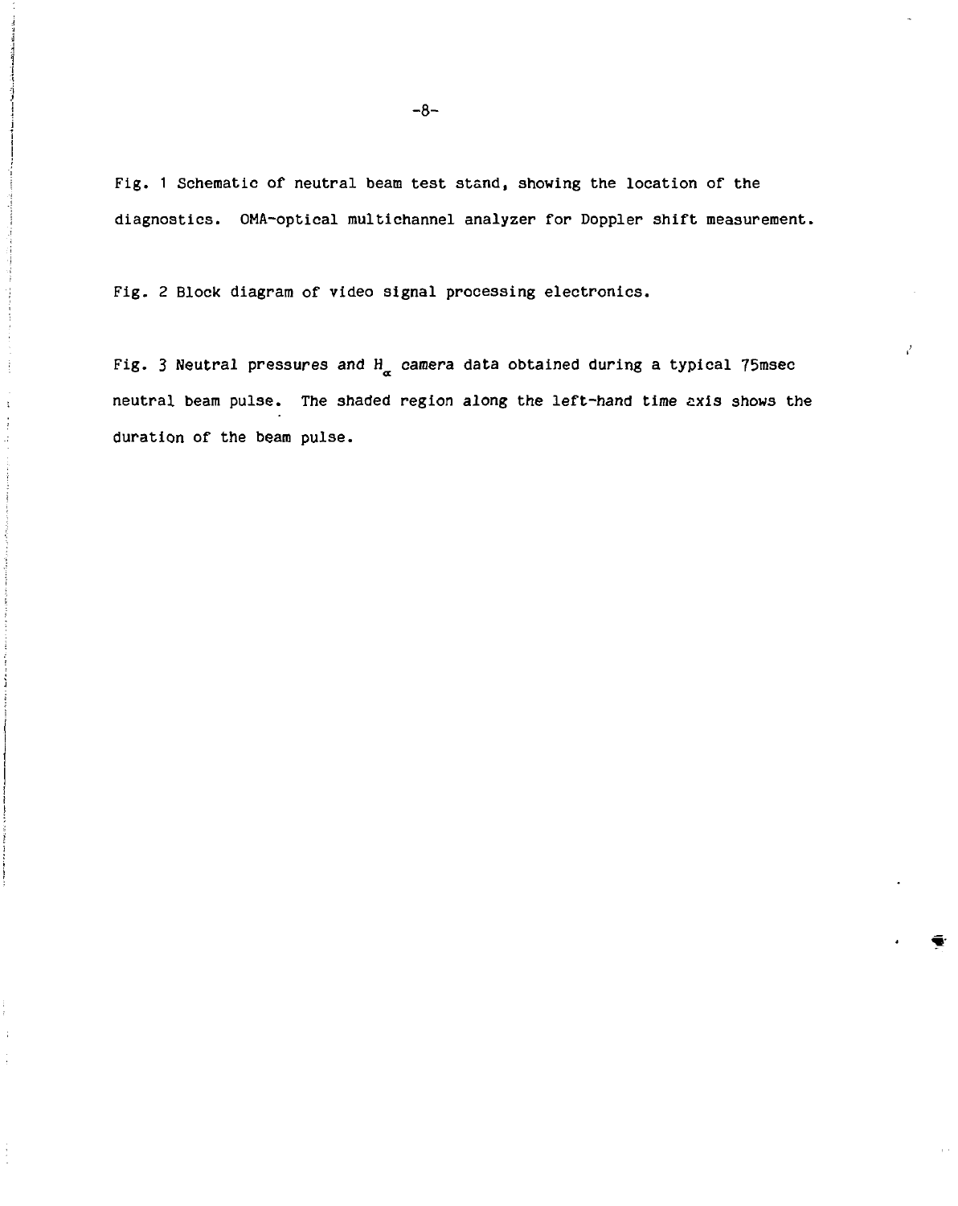Fig. 1 Schematic of neutral beam test stand, showing the location of the diagnostics. OMA-optical multichannel analyzer for Doppler shift measurement.

Fig. 2 Block diagram of video signal processing electronics.

Fig. 3 Neutral pressures and $H_\alpha$ camera data obtained during a typical 75msec neutral beam pulse. The shaded region along the left-hand time axis shows the duration of the beam pulse.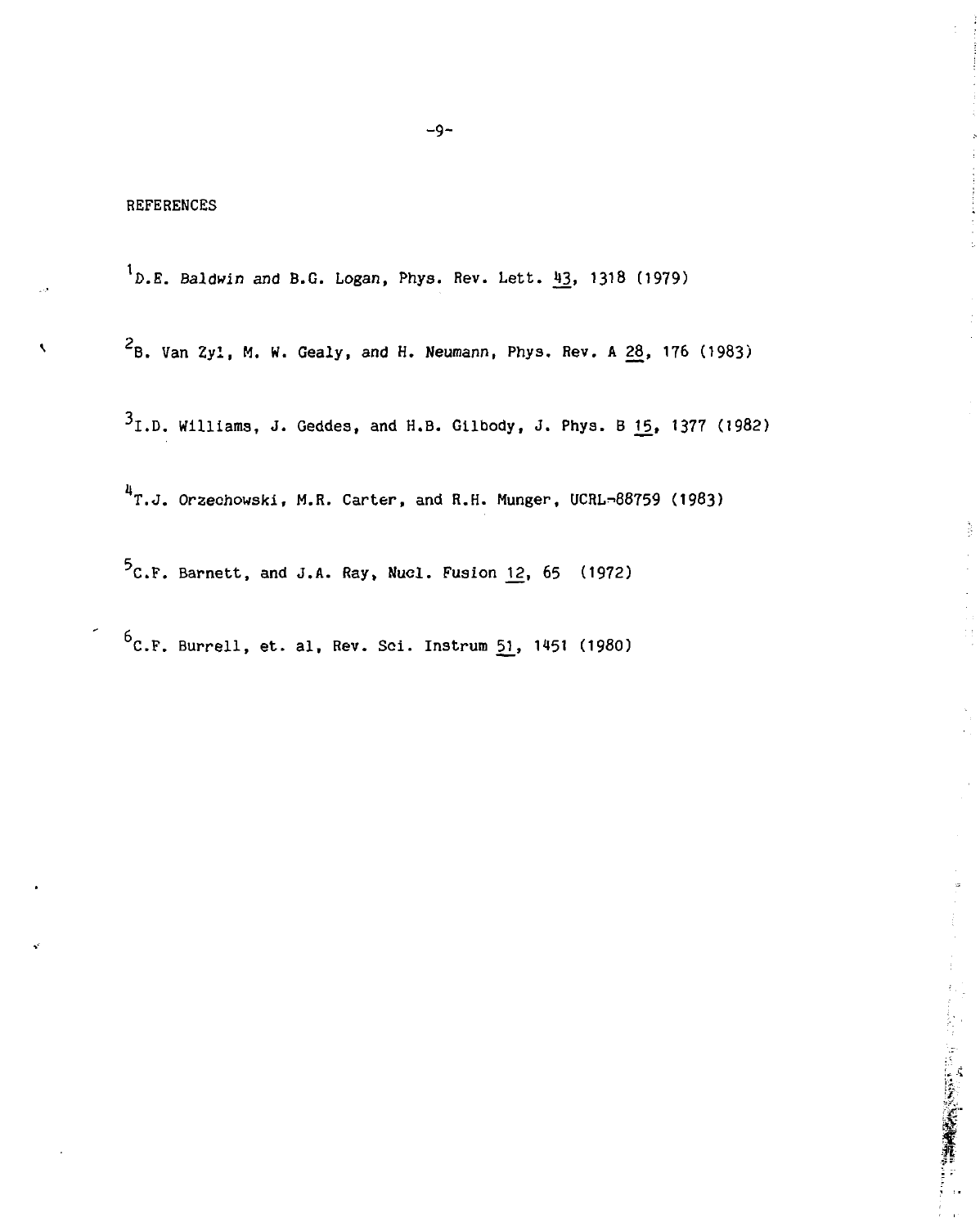REFERENCES

[1] D.E. Baldwin and B.G. Logan, Phys. Rev. Lett. 43, 1318 (1979)

[2] B. Van Zyl, M. W. Gealy, and H. Neumann, Phys. Rev. A 28, 176 (1983)

[3] I.D. Williams, J. Geddes, and H.B. Gilbody, J. Phys. B 15, 1377 (1982)

[4] T.J. Orzechowski, M.R. Carter, and R.H. Munger, UCRL-88759 (1983)

[5] C.F. Barnett, and J.A. Ray, Nucl. Fusion 12, 65 (1972)

[6] C.F. Burrell, et. al, Rev. Sci. Instrum 51, 1451 (1980)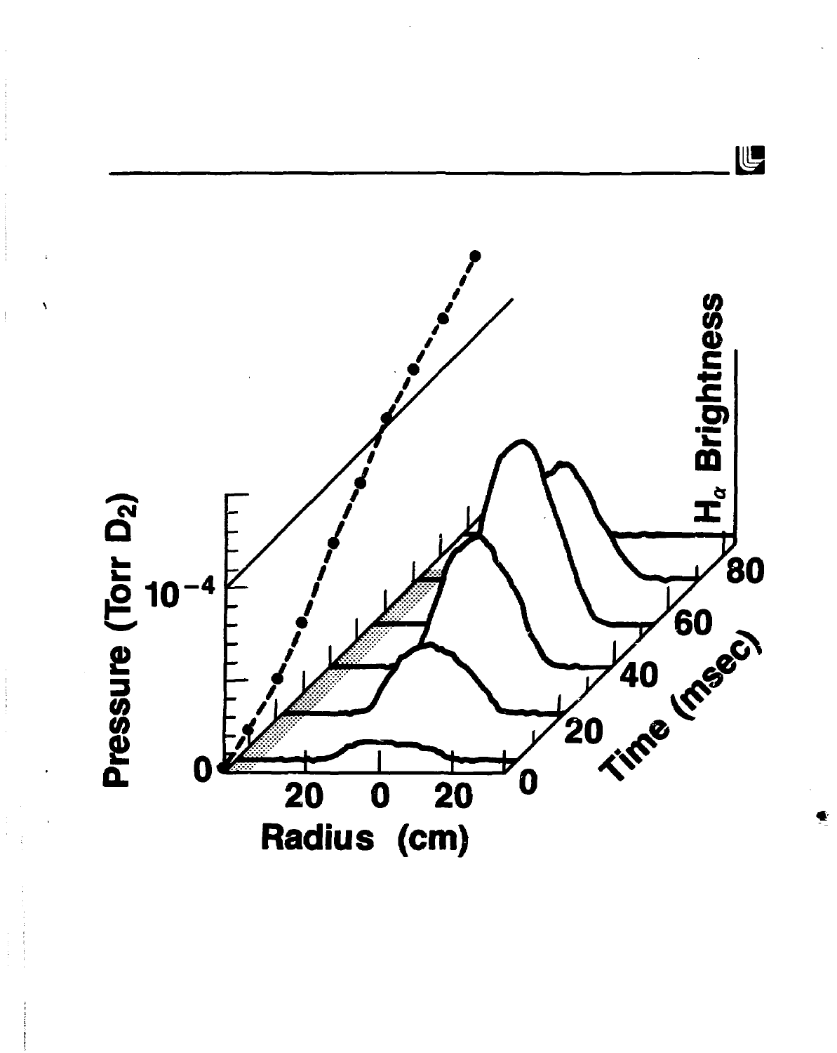Pressure (Torr $D_2$)

$10^{-4}$

0

$H_\alpha$ Brightness

20 0 20

Radius (cm)

0 20 40 60 80

Time (msec)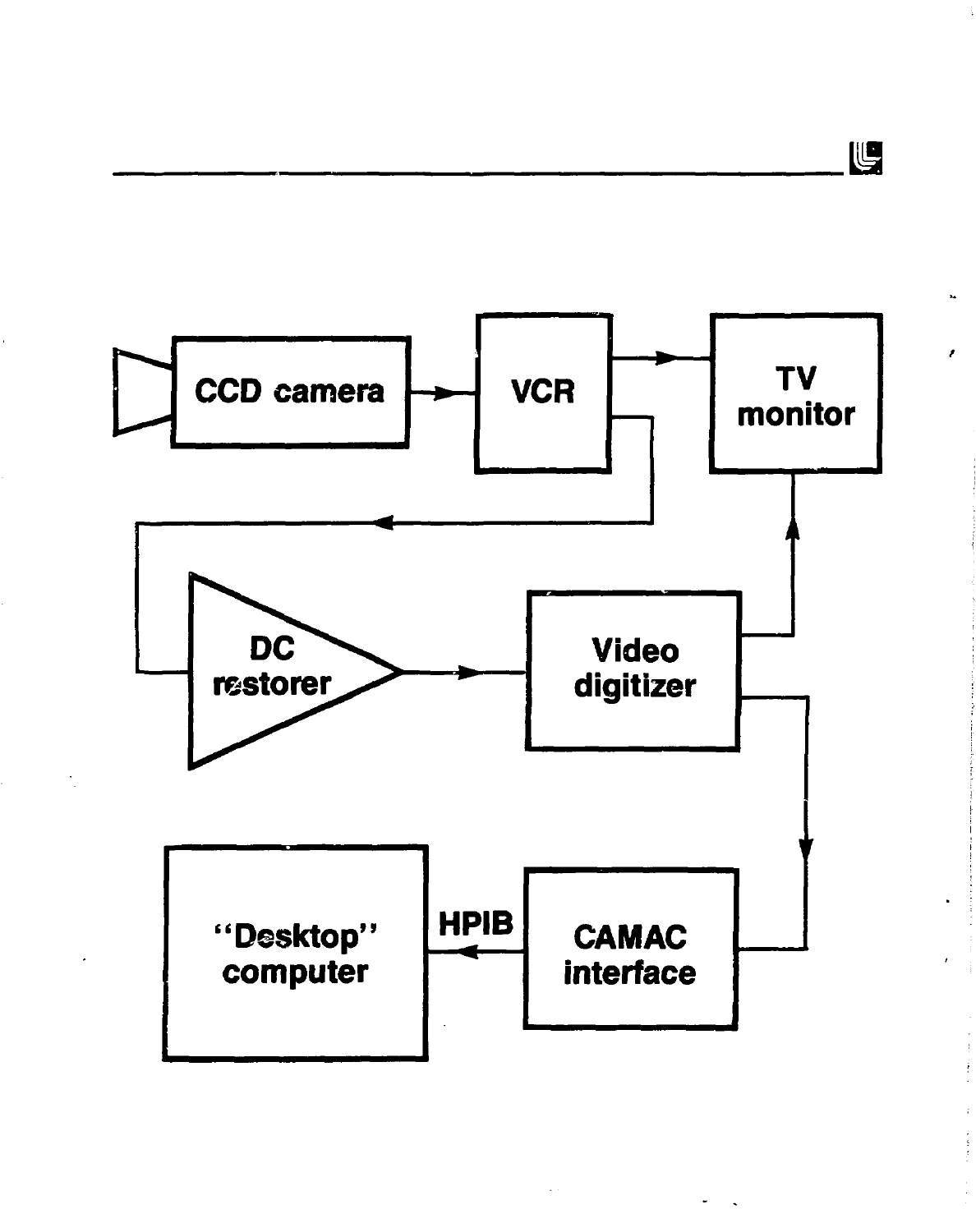CCD camera

VCR

TV monitor

DC restorer

Video digitizer

"Desktop" computer

HPIB

CAMAC interface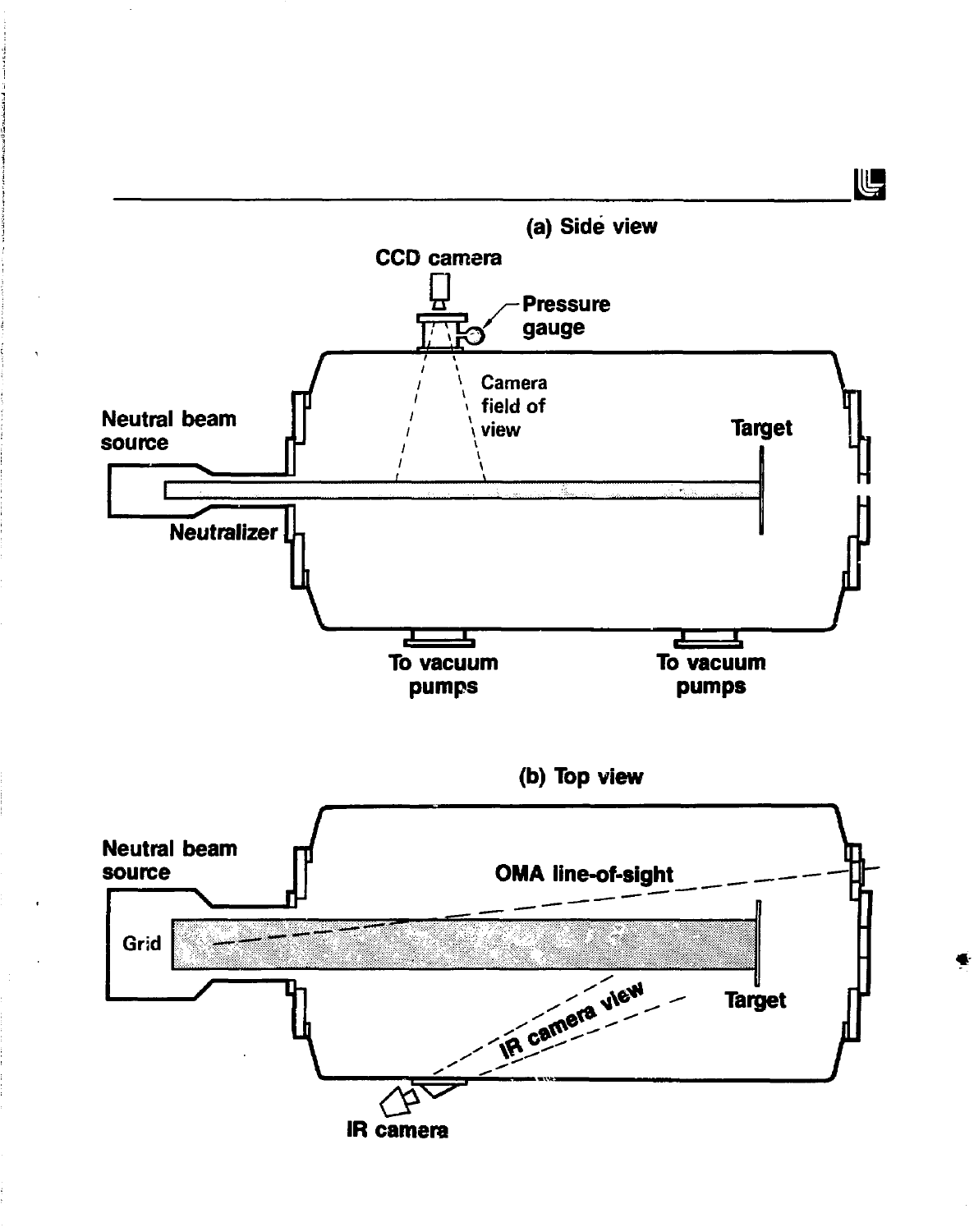(a) Side view

CCD camera

Pressure gauge

Camera field of view

Neutral beam source

Target

Neutralizer

To vacuum pumps

To vacuum pumps

(b) Top view

Neutral beam source

OMA line-of-sight

Grid

IR camera view

Target

IR camera